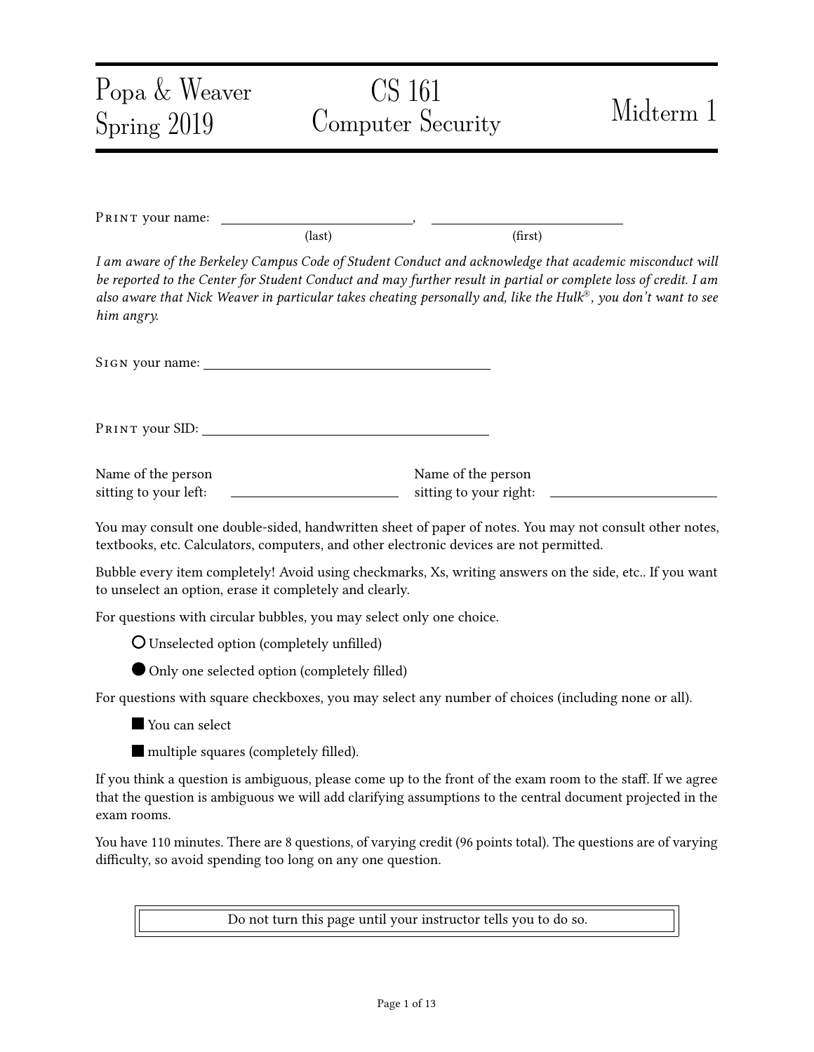Popa & Weaver
Spring 2019

# CS 161
## Computer Security

# Midterm 1

PRINT your name: ____________________, ____________________
(last) (first)

*I am aware of the Berkeley Campus Code of Student Conduct and acknowledge that academic misconduct will be reported to the Center for Student Conduct and may further result in partial or complete loss of credit. I am also aware that Nick Weaver in particular takes cheating personally and, like the Hulk®, you don't want to see him angry.*

SIGN your name: ______________________________

PRINT your SID: ______________________________

Name of the person sitting to your left: ____________________

Name of the person sitting to your right: ____________________

You may consult one double-sided, handwritten sheet of paper of notes. You may not consult other notes, textbooks, etc. Calculators, computers, and other electronic devices are not permitted.

Bubble every item completely! Avoid using checkmarks, Xs, writing answers on the side, etc.. If you want to unselect an option, erase it completely and clearly.

For questions with circular bubbles, you may select only one choice.

○ Unselected option (completely unfilled)

● Only one selected option (completely filled)

For questions with square checkboxes, you may select any number of choices (including none or all).

■ You can select

■ multiple squares (completely filled).

If you think a question is ambiguous, please come up to the front of the exam room to the staff. If we agree that the question is ambiguous we will add clarifying assumptions to the central document projected in the exam rooms.

You have 110 minutes. There are 8 questions, of varying credit (96 points total). The questions are of varying difficulty, so avoid spending too long on any one question.

Do not turn this page until your instructor tells you to do so.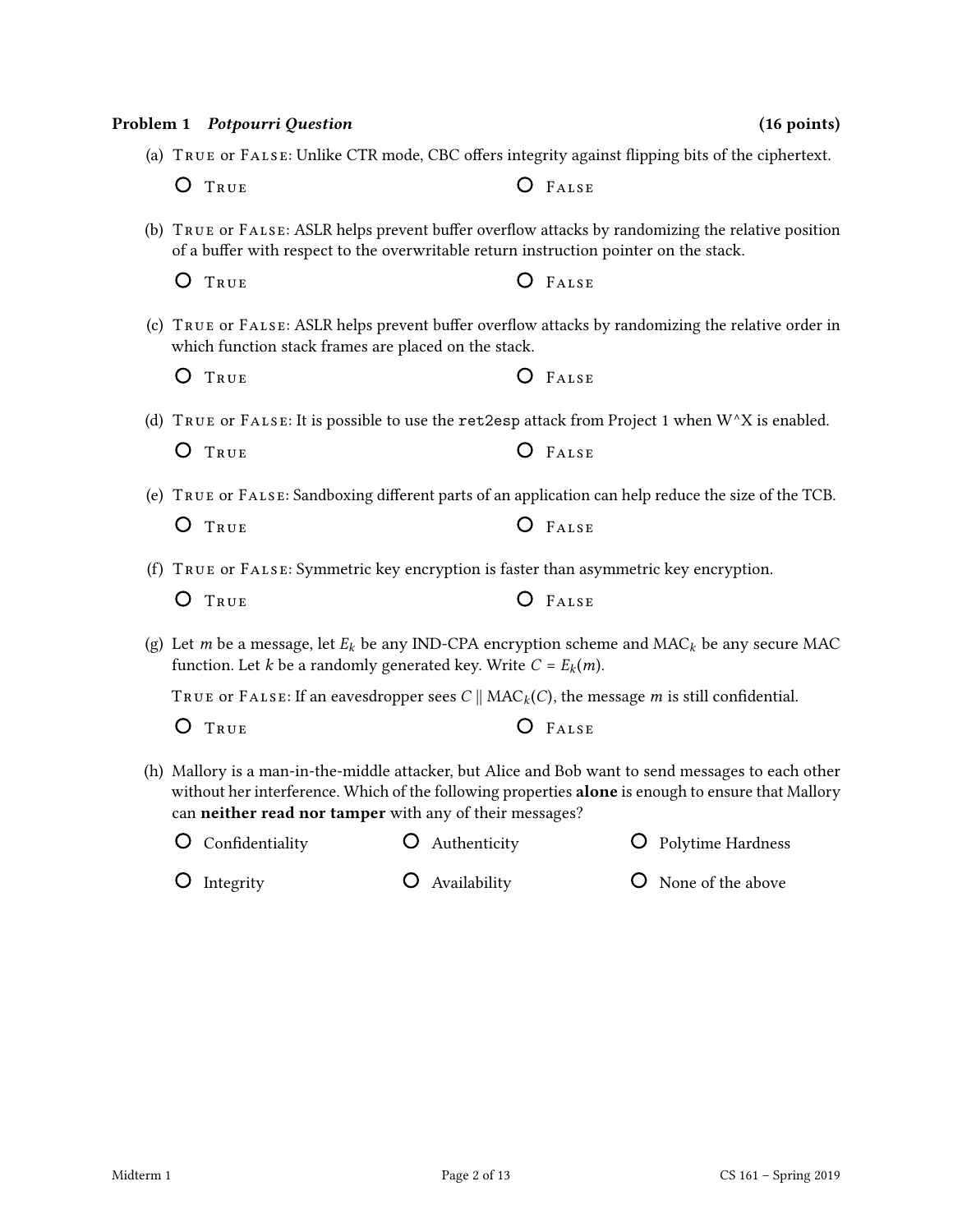**Problem 1** ***Potpourri Question*** **(16 points)**

(a) True or False: Unlike CTR mode, CBC offers integrity against flipping bits of the ciphertext.

- True
- False

(b) True or False: ASLR helps prevent buffer overflow attacks by randomizing the relative position of a buffer with respect to the overwritable return instruction pointer on the stack.

- True
- False

(c) True or False: ASLR helps prevent buffer overflow attacks by randomizing the relative order in which function stack frames are placed on the stack.

- True
- False

(d) True or False: It is possible to use the `ret2esp` attack from Project 1 when W^X is enabled.

- True
- False

(e) True or False: Sandboxing different parts of an application can help reduce the size of the TCB.

- True
- False

(f) True or False: Symmetric key encryption is faster than asymmetric key encryption.

- True
- False

(g) Let $m$ be a message, let $E_k$ be any IND-CPA encryption scheme and $\text{MAC}_k$ be any secure MAC function. Let $k$ be a randomly generated key. Write $C = E_k(m)$.

True or False: If an eavesdropper sees $C \parallel \text{MAC}_k(C)$, the message $m$ is still confidential.

- True
- False

(h) Mallory is a man-in-the-middle attacker, but Alice and Bob want to send messages to each other without her interference. Which of the following properties **alone** is enough to ensure that Mallory can **neither read nor tamper** with any of their messages?

- Confidentiality
- Authenticity
- Polytime Hardness
- Integrity
- Availability
- None of the above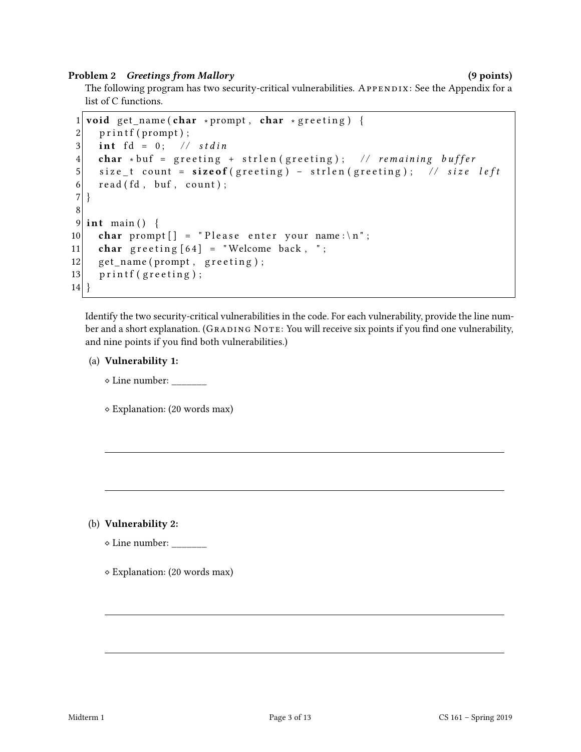**Problem 2** ***Greetings from Mallory*** **(9 points)**

The following program has two security-critical vulnerabilities. APPENDIX: See the Appendix for a list of C functions.

```
1  void get_name(char *prompt, char *greeting) {
2    printf(prompt);
3    int fd = 0;  // stdin
4    char *buf = greeting + strlen(greeting);  // remaining buffer
5    size_t count = sizeof(greeting) - strlen(greeting);  // size left
6    read(fd, buf, count);
7  }
8
9  int main() {
10   char prompt[] = "Please enter your name:\n";
11   char greeting[64] = "Welcome back, ";
12   get_name(prompt, greeting);
13   printf(greeting);
14 }
```

Identify the two security-critical vulnerabilities in the code. For each vulnerability, provide the line number and a short explanation. (GRADING NOTE: You will receive six points if you find one vulnerability, and nine points if you find both vulnerabilities.)

(a) **Vulnerability 1:**

◇ Line number: _______

◇ Explanation: (20 words max)

---

---

(b) **Vulnerability 2:**

◇ Line number: _______

◇ Explanation: (20 words max)

---

---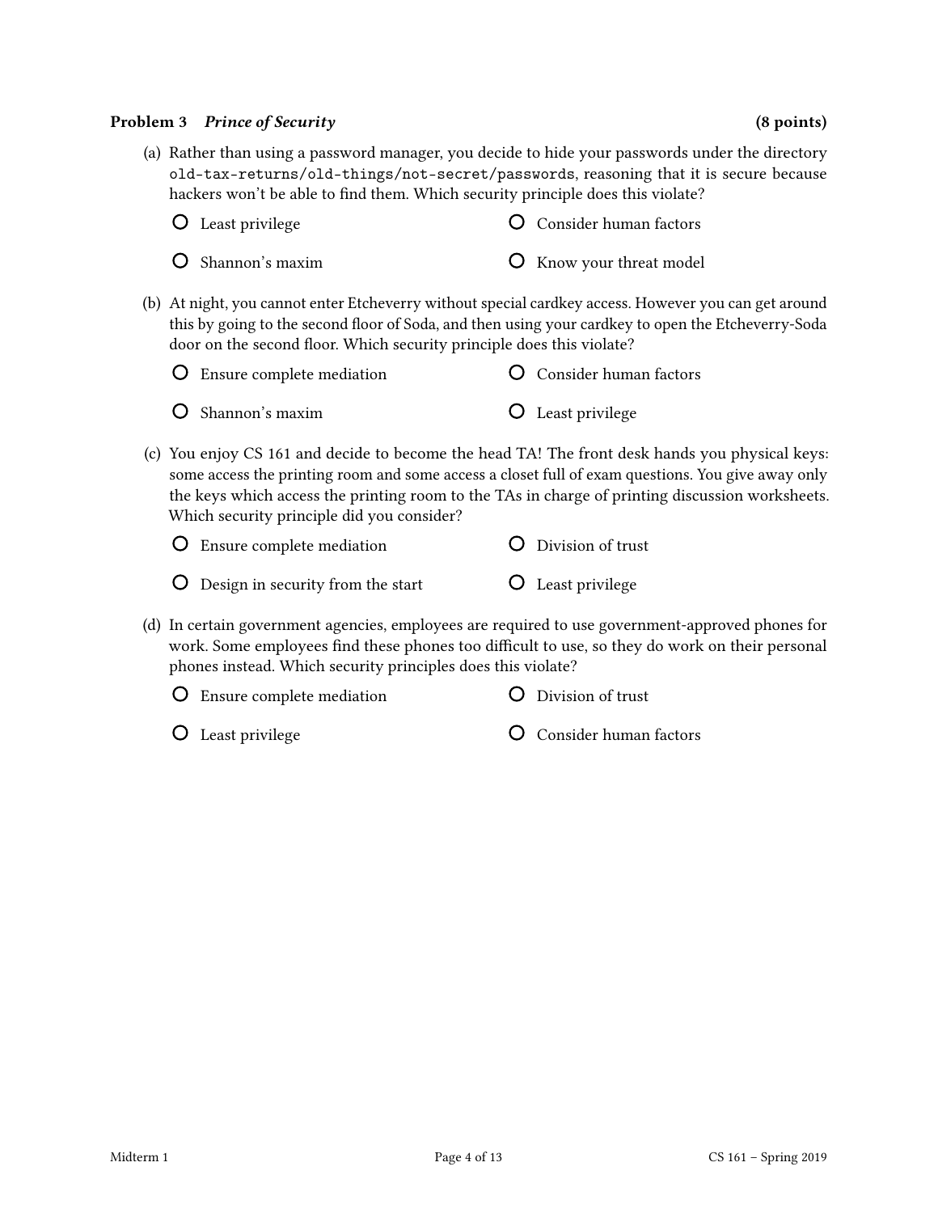**Problem 3** ***Prince of Security*** **(8 points)**

(a) Rather than using a password manager, you decide to hide your passwords under the directory `old-tax-returns/old-things/not-secret/passwords`, reasoning that it is secure because hackers won't be able to find them. Which security principle does this violate?

- ○ Least privilege
- ○ Consider human factors
- ○ Shannon's maxim
- ○ Know your threat model

(b) At night, you cannot enter Etcheverry without special cardkey access. However you can get around this by going to the second floor of Soda, and then using your cardkey to open the Etcheverry-Soda door on the second floor. Which security principle does this violate?

- ○ Ensure complete mediation
- ○ Consider human factors
- ○ Shannon's maxim
- ○ Least privilege

(c) You enjoy CS 161 and decide to become the head TA! The front desk hands you physical keys: some access the printing room and some access a closet full of exam questions. You give away only the keys which access the printing room to the TAs in charge of printing discussion worksheets. Which security principle did you consider?

- ○ Ensure complete mediation
- ○ Division of trust
- ○ Design in security from the start
- ○ Least privilege

(d) In certain government agencies, employees are required to use government-approved phones for work. Some employees find these phones too difficult to use, so they do work on their personal phones instead. Which security principles does this violate?

- ○ Ensure complete mediation
- ○ Division of trust
- ○ Least privilege
- ○ Consider human factors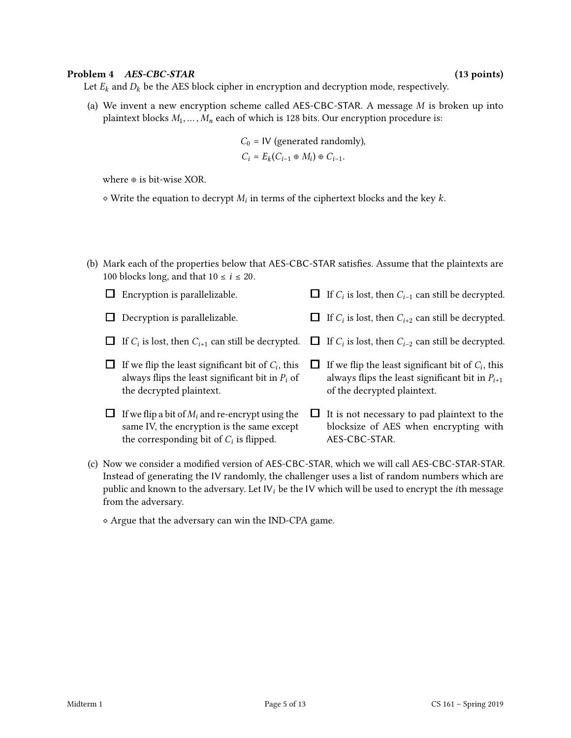**Problem 4** ***AES-CBC-STAR*** **(13 points)**

Let $E_k$ and $D_k$ be the AES block cipher in encryption and decryption mode, respectively.

(a) We invent a new encryption scheme called AES-CBC-STAR. A message $M$ is broken up into plaintext blocks $M_1, \ldots, M_n$ each of which is 128 bits. Our encryption procedure is:

$$C_0 = \mathsf{IV} \text{ (generated randomly)},$$
$$C_i = E_k(C_{i-1} \oplus M_i) \oplus C_{i-1}.$$

where $\oplus$ is bit-wise XOR.

⋄ Write the equation to decrypt $M_i$ in terms of the ciphertext blocks and the key $k$.

(b) Mark each of the properties below that AES-CBC-STAR satisfies. Assume that the plaintexts are 100 blocks long, and that $10 \leq i \leq 20$.

- ☐ Encryption is parallelizable.
- ☐ Decryption is parallelizable.
- ☐ If $C_i$ is lost, then $C_{i+1}$ can still be decrypted.
- ☐ If we flip the least significant bit of $C_i$, this always flips the least significant bit in $P_i$ of the decrypted plaintext.
- ☐ If we flip a bit of $M_i$ and re-encrypt using the same IV, the encryption is the same except the corresponding bit of $C_i$ is flipped.
- ☐ If $C_i$ is lost, then $C_{i-1}$ can still be decrypted.
- ☐ If $C_i$ is lost, then $C_{i+2}$ can still be decrypted.
- ☐ If $C_i$ is lost, then $C_{i-2}$ can still be decrypted.
- ☐ If we flip the least significant bit of $C_i$, this always flips the least significant bit in $P_{i+1}$ of the decrypted plaintext.
- ☐ It is not necessary to pad plaintext to the blocksize of AES when encrypting with AES-CBC-STAR.

(c) Now we consider a modified version of AES-CBC-STAR, which we will call AES-CBC-STAR-STAR. Instead of generating the IV randomly, the challenger uses a list of random numbers which are public and known to the adversary. Let $\mathsf{IV}_i$ be the IV which will be used to encrypt the $i$th message from the adversary.

⋄ Argue that the adversary can win the IND-CPA game.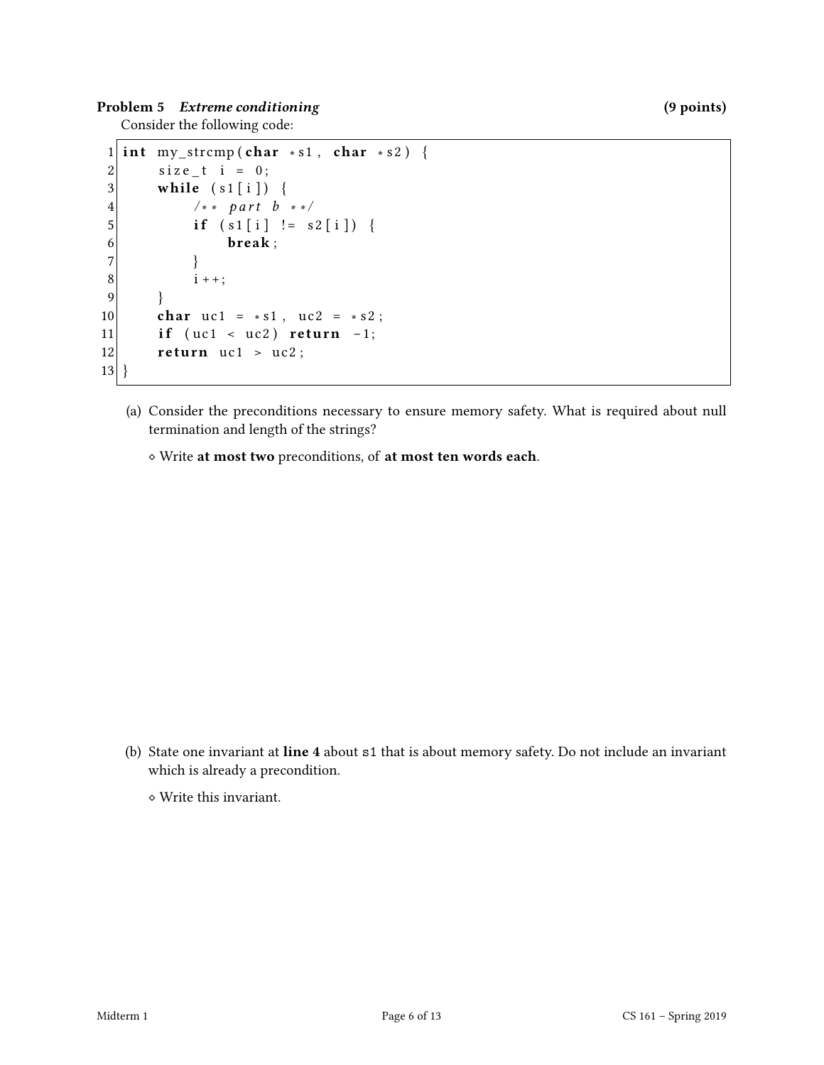**Problem 5** *Extreme conditioning* **(9 points)**

Consider the following code:

```
1  int my_strcmp(char *s1, char *s2) {
2      size_t i = 0;
3      while (s1[i]) {
4          /** part b **/
5          if (s1[i] != s2[i]) {
6              break;
7          }
8          i++;
9      }
10     char uc1 = *s1, uc2 = *s2;
11     if (uc1 < uc2) return -1;
12     return uc1 > uc2;
13 }
```

(a) Consider the preconditions necessary to ensure memory safety. What is required about null termination and length of the strings?

◇ Write **at most two** preconditions, of **at most ten words each**.

(b) State one invariant at **line 4** about `s1` that is about memory safety. Do not include an invariant which is already a precondition.

◇ Write this invariant.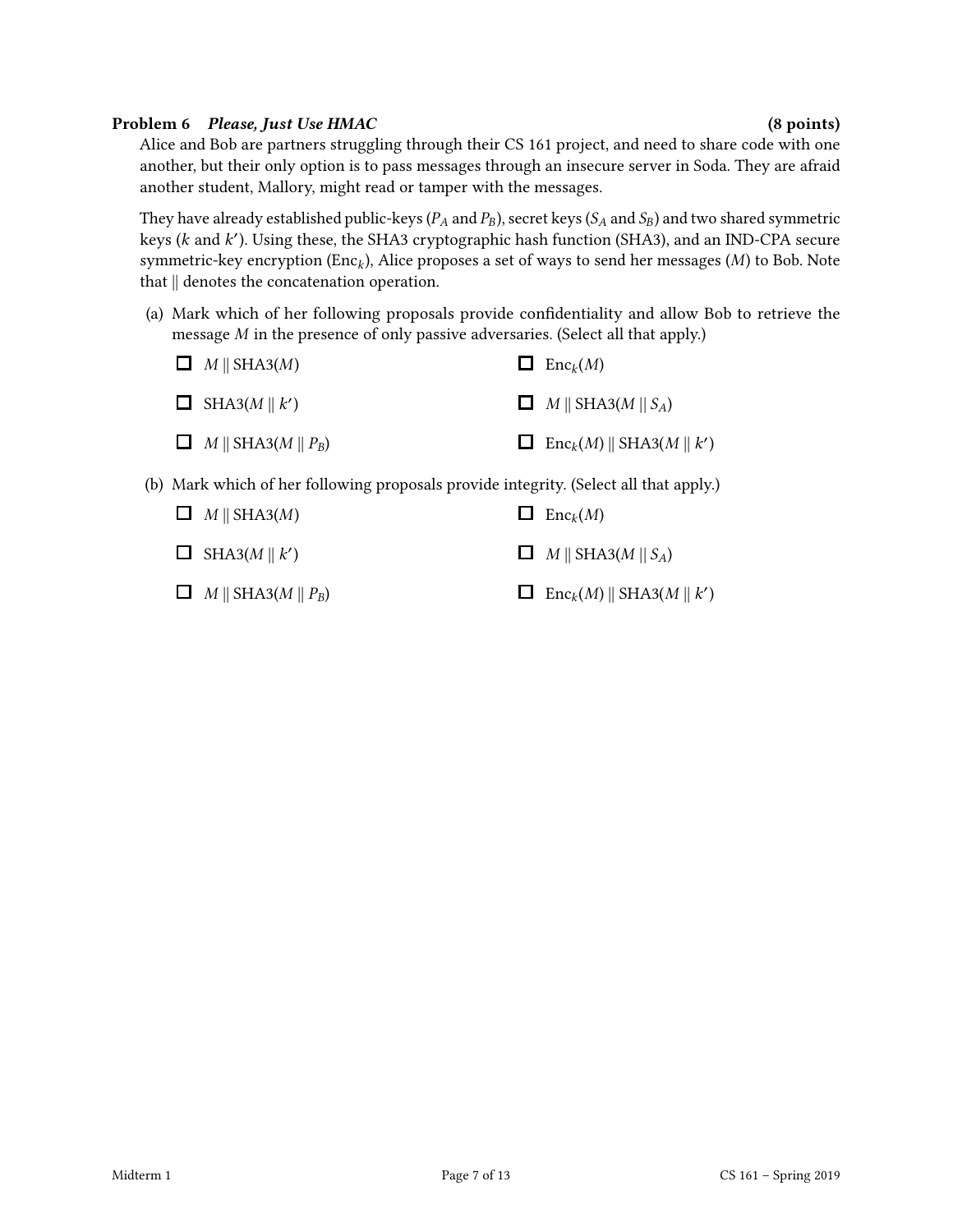### Problem 6 *Please, Just Use HMAC* (8 points)

Alice and Bob are partners struggling through their CS 161 project, and need to share code with one another, but their only option is to pass messages through an insecure server in Soda. They are afraid another student, Mallory, might read or tamper with the messages.

They have already established public-keys ($P_A$ and $P_B$), secret keys ($S_A$ and $S_B$) and two shared symmetric keys ($k$ and $k'$). Using these, the SHA3 cryptographic hash function (SHA3), and an IND-CPA secure symmetric-key encryption ($\text{Enc}_k$), Alice proposes a set of ways to send her messages ($M$) to Bob. Note that $\|$ denotes the concatenation operation.

(a) Mark which of her following proposals provide confidentiality and allow Bob to retrieve the message $M$ in the presence of only passive adversaries. (Select all that apply.)

- ☐ $M \| \text{SHA3}(M)$
- ☐ $\text{Enc}_k(M)$
- ☐ $\text{SHA3}(M \| k')$
- ☐ $M \| \text{SHA3}(M \| S_A)$
- ☐ $M \| \text{SHA3}(M \| P_B)$
- ☐ $\text{Enc}_k(M) \| \text{SHA3}(M \| k')$

(b) Mark which of her following proposals provide integrity. (Select all that apply.)

- ☐ $M \| \text{SHA3}(M)$
- ☐ $\text{Enc}_k(M)$
- ☐ $\text{SHA3}(M \| k')$
- ☐ $M \| \text{SHA3}(M \| S_A)$
- ☐ $M \| \text{SHA3}(M \| P_B)$
- ☐ $\text{Enc}_k(M) \| \text{SHA3}(M \| k')$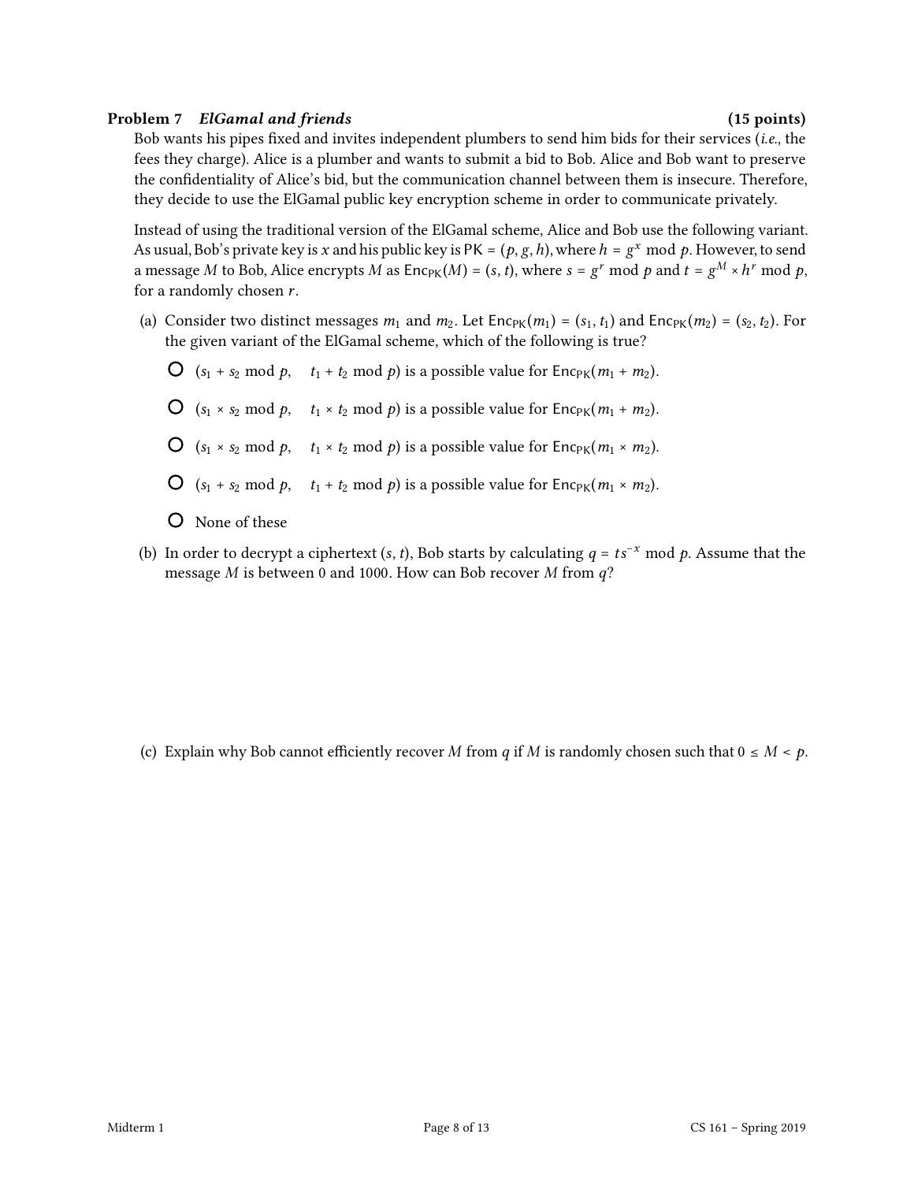**Problem 7** ***ElGamal and friends*** **(15 points)**

Bob wants his pipes fixed and invites independent plumbers to send him bids for their services (*i.e.*, the fees they charge). Alice is a plumber and wants to submit a bid to Bob. Alice and Bob want to preserve the confidentiality of Alice's bid, but the communication channel between them is insecure. Therefore, they decide to use the ElGamal public key encryption scheme in order to communicate privately.

Instead of using the traditional version of the ElGamal scheme, Alice and Bob use the following variant. As usual, Bob's private key is $x$ and his public key is $\mathsf{PK} = (p, g, h)$, where $h = g^x \bmod p$. However, to send a message $M$ to Bob, Alice encrypts $M$ as $\mathsf{Enc}_{\mathsf{PK}}(M) = (s, t)$, where $s = g^r \bmod p$ and $t = g^M \times h^r \bmod p$, for a randomly chosen $r$.

(a) Consider two distinct messages $m_1$ and $m_2$. Let $\mathsf{Enc}_{\mathsf{PK}}(m_1) = (s_1, t_1)$ and $\mathsf{Enc}_{\mathsf{PK}}(m_2) = (s_2, t_2)$. For the given variant of the ElGamal scheme, which of the following is true?

- ○ $(s_1 + s_2 \bmod p, \quad t_1 + t_2 \bmod p)$ is a possible value for $\mathsf{Enc}_{\mathsf{PK}}(m_1 + m_2)$.
- ○ $(s_1 \times s_2 \bmod p, \quad t_1 \times t_2 \bmod p)$ is a possible value for $\mathsf{Enc}_{\mathsf{PK}}(m_1 + m_2)$.
- ○ $(s_1 \times s_2 \bmod p, \quad t_1 \times t_2 \bmod p)$ is a possible value for $\mathsf{Enc}_{\mathsf{PK}}(m_1 \times m_2)$.
- ○ $(s_1 + s_2 \bmod p, \quad t_1 + t_2 \bmod p)$ is a possible value for $\mathsf{Enc}_{\mathsf{PK}}(m_1 \times m_2)$.
- ○ None of these

(b) In order to decrypt a ciphertext $(s, t)$, Bob starts by calculating $q = ts^{-x} \bmod p$. Assume that the message $M$ is between 0 and 1000. How can Bob recover $M$ from $q$?

(c) Explain why Bob cannot efficiently recover $M$ from $q$ if $M$ is randomly chosen such that $0 \leq M < p$.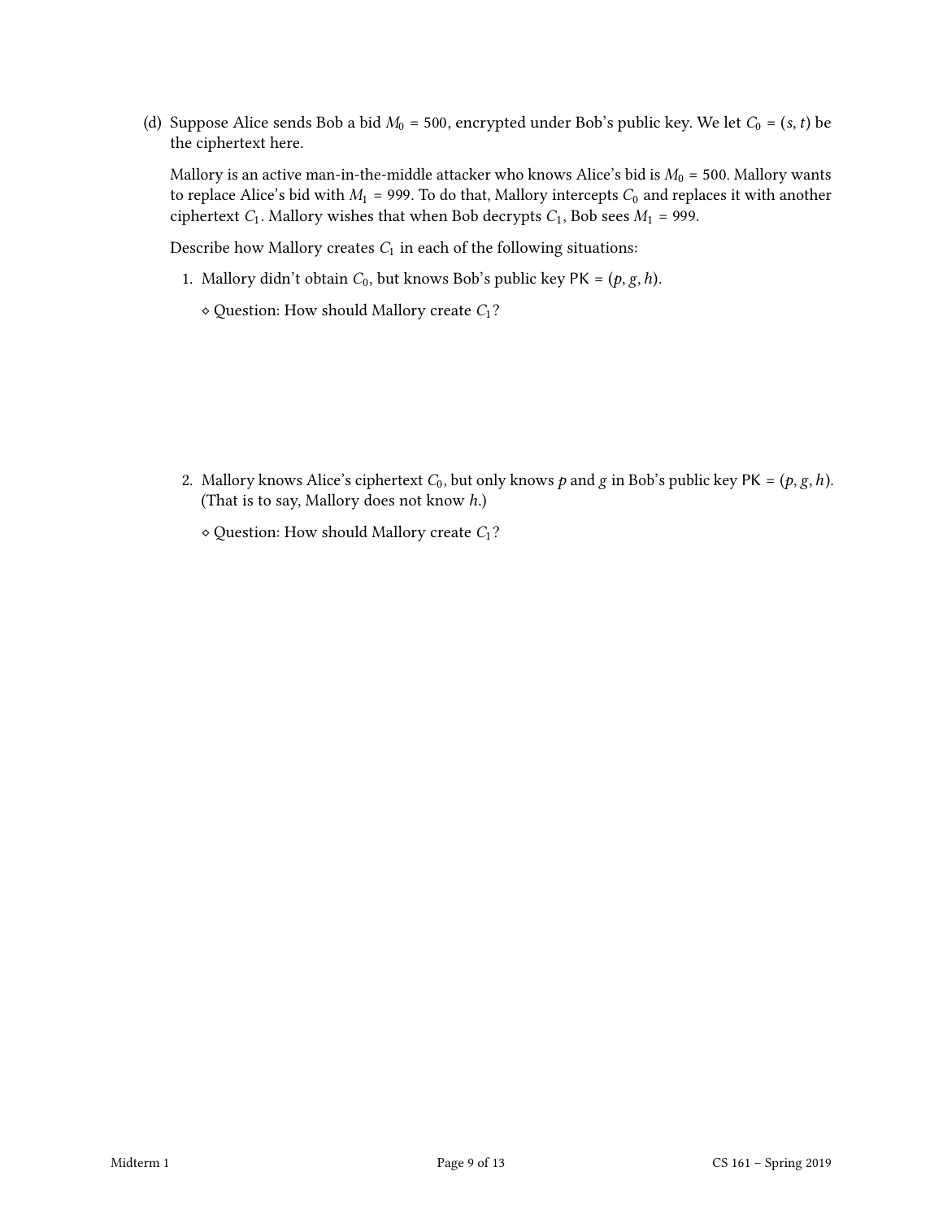(d) Suppose Alice sends Bob a bid $M_0 = 500$, encrypted under Bob's public key. We let $C_0 = (s, t)$ be the ciphertext here.

Mallory is an active man-in-the-middle attacker who knows Alice's bid is $M_0 = 500$. Mallory wants to replace Alice's bid with $M_1 = 999$. To do that, Mallory intercepts $C_0$ and replaces it with another ciphertext $C_1$. Mallory wishes that when Bob decrypts $C_1$, Bob sees $M_1 = 999$.

Describe how Mallory creates $C_1$ in each of the following situations:

1. Mallory didn't obtain $C_0$, but knows Bob's public key $\mathsf{PK} = (p, g, h)$.

   ⋄ Question: How should Mallory create $C_1$?

2. Mallory knows Alice's ciphertext $C_0$, but only knows $p$ and $g$ in Bob's public key $\mathsf{PK} = (p, g, h)$. (That is to say, Mallory does not know $h$.)

   ⋄ Question: How should Mallory create $C_1$?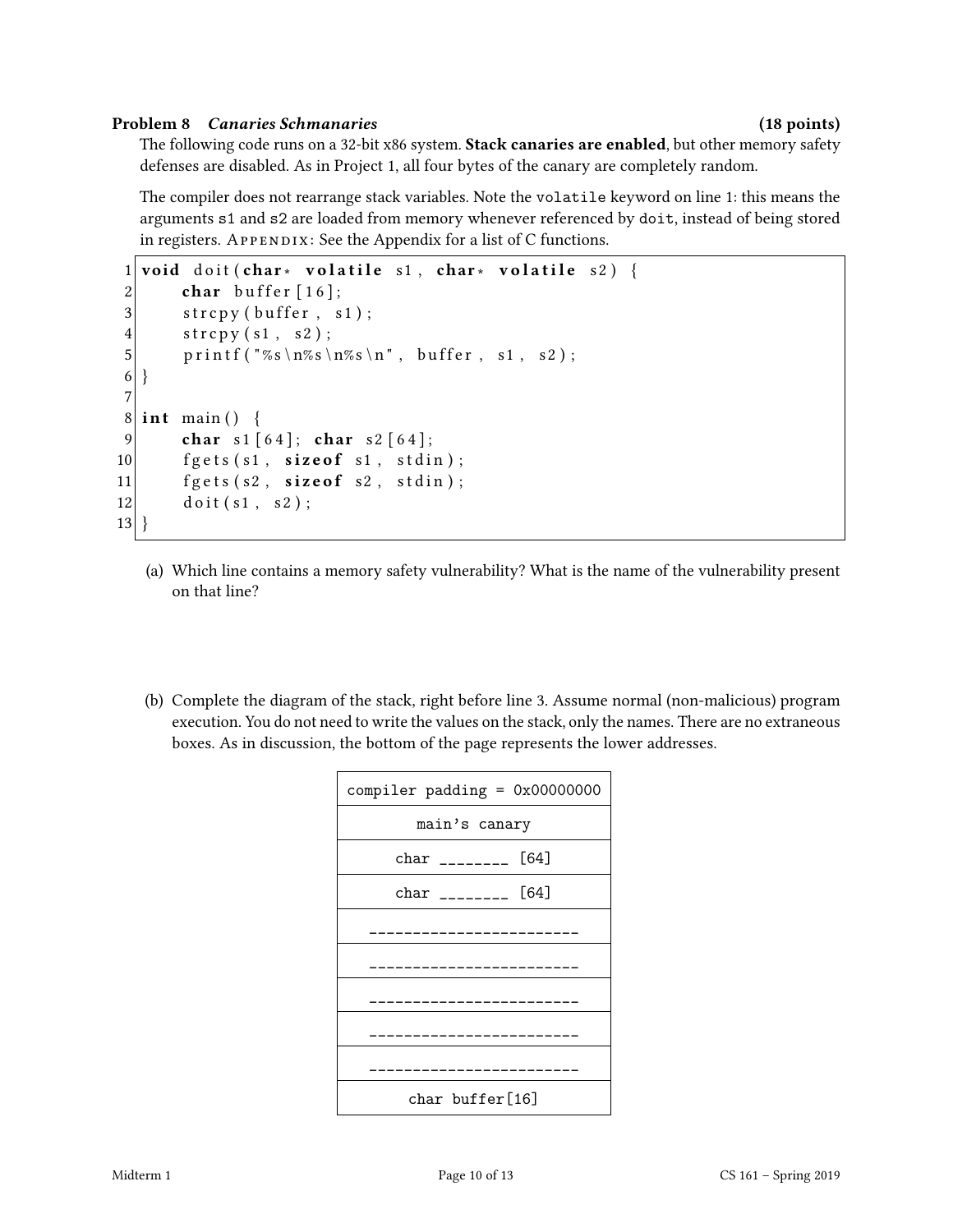**Problem 8** ***Canaries Schmanaries*** **(18 points)**

The following code runs on a 32-bit x86 system. **Stack canaries are enabled**, but other memory safety defenses are disabled. As in Project 1, all four bytes of the canary are completely random.

The compiler does not rearrange stack variables. Note the `volatile` keyword on line 1: this means the arguments `s1` and `s2` are loaded from memory whenever referenced by `doit`, instead of being stored in registers. APPENDIX: See the Appendix for a list of C functions.

```
1  void doit(char* volatile s1, char* volatile s2) {
2      char buffer[16];
3      strcpy(buffer, s1);
4      strcpy(s1, s2);
5      printf("%s\n%s\n%s\n", buffer, s1, s2);
6  }
7
8  int main() {
9      char s1[64]; char s2[64];
10     fgets(s1, sizeof s1, stdin);
11     fgets(s2, sizeof s2, stdin);
12     doit(s1, s2);
13 }
```

(a) Which line contains a memory safety vulnerability? What is the name of the vulnerability present on that line?

(b) Complete the diagram of the stack, right before line 3. Assume normal (non-malicious) program execution. You do not need to write the values on the stack, only the names. There are no extraneous boxes. As in discussion, the bottom of the page represents the lower addresses.

| |
|---|
| compiler padding = 0x00000000 |
| main's canary |
| char ________ [64] |
| char ________ [64] |
| ________________________ |
| ________________________ |
| ________________________ |
| ________________________ |
| ________________________ |
| char buffer[16] |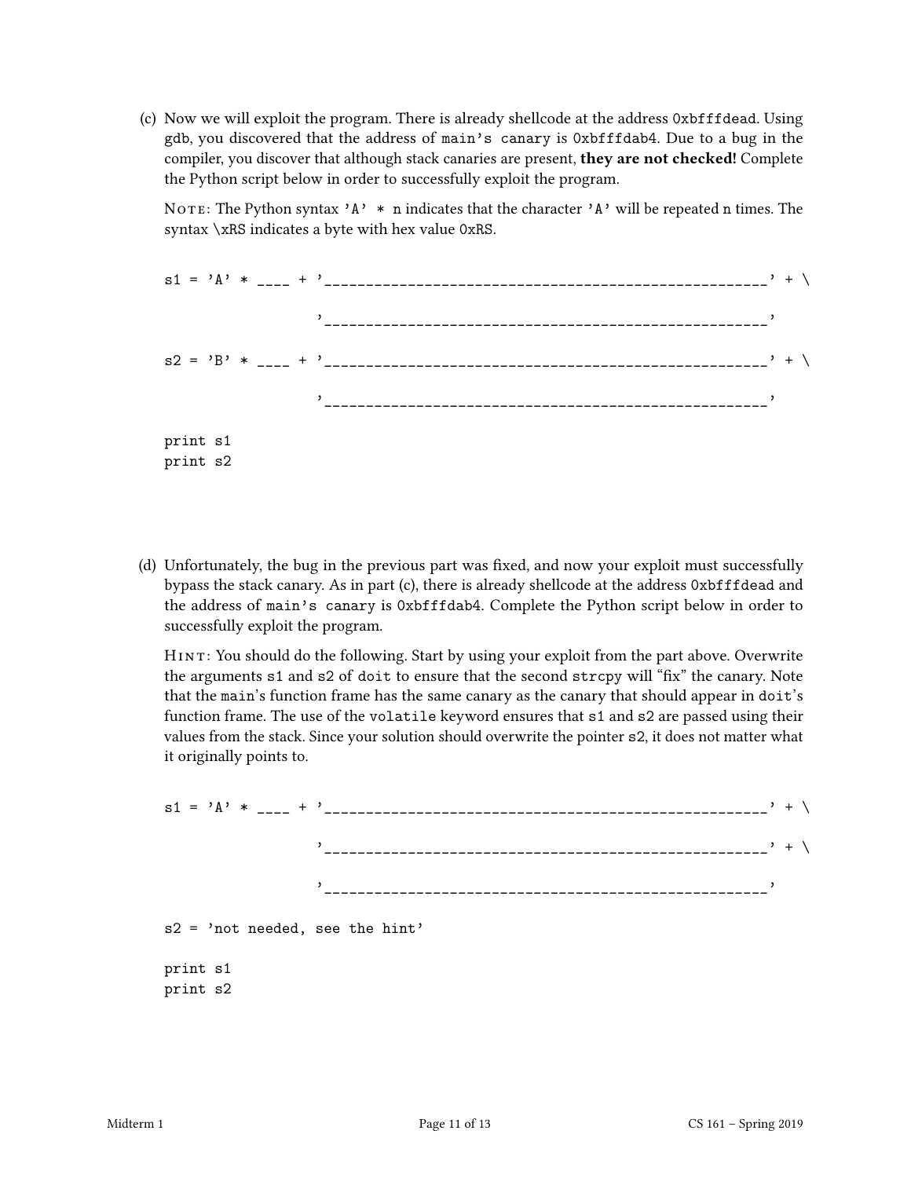(c) Now we will exploit the program. There is already shellcode at the address `0xbfffdead`. Using `gdb`, you discovered that the address of `main's canary` is `0xbfffdab4`. Due to a bug in the compiler, you discover that although stack canaries are present, **they are not checked!** Complete the Python script below in order to successfully exploit the program.

NOTE: The Python syntax `'A' * n` indicates that the character `'A'` will be repeated `n` times. The syntax `\xRS` indicates a byte with hex value `0xRS`.

```
s1 = 'A' * ____ + '____________________________________________________' + \

                  '____________________________________________________'

s2 = 'B' * ____ + '____________________________________________________' + \

                  '____________________________________________________'

print s1
print s2
```

(d) Unfortunately, the bug in the previous part was fixed, and now your exploit must successfully bypass the stack canary. As in part (c), there is already shellcode at the address `0xbfffdead` and the address of `main's canary` is `0xbfffdab4`. Complete the Python script below in order to successfully exploit the program.

HINT: You should do the following. Start by using your exploit from the part above. Overwrite the arguments `s1` and `s2` of `doit` to ensure that the second `strcpy` will "fix" the canary. Note that the `main`'s function frame has the same canary as the canary that should appear in `doit`'s function frame. The use of the `volatile` keyword ensures that `s1` and `s2` are passed using their values from the stack. Since your solution should overwrite the pointer `s2`, it does not matter what it originally points to.

```
s1 = 'A' * ____ + '____________________________________________________' + \

                  '____________________________________________________' + \

                  '____________________________________________________'

s2 = 'not needed, see the hint'

print s1
print s2
```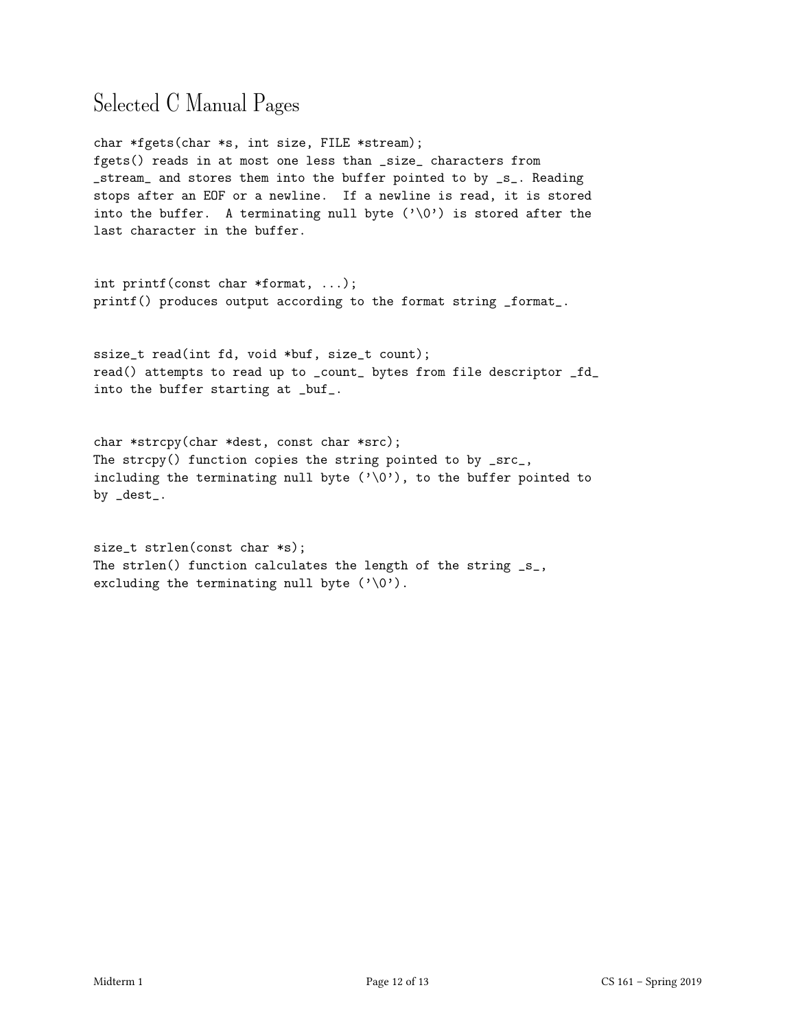# Selected C Manual Pages

```
char *fgets(char *s, int size, FILE *stream);
fgets() reads in at most one less than _size_ characters from
_stream_ and stores them into the buffer pointed to by _s_. Reading
stops after an EOF or a newline.  If a newline is read, it is stored
into the buffer.  A terminating null byte ('\0') is stored after the
last character in the buffer.
```

```
int printf(const char *format, ...);
printf() produces output according to the format string _format_.
```

```
ssize_t read(int fd, void *buf, size_t count);
read() attempts to read up to _count_ bytes from file descriptor _fd_
into the buffer starting at _buf_.
```

```
char *strcpy(char *dest, const char *src);
The strcpy() function copies the string pointed to by _src_,
including the terminating null byte ('\0'), to the buffer pointed to
by _dest_.
```

```
size_t strlen(const char *s);
The strlen() function calculates the length of the string _s_,
excluding the terminating null byte ('\0').
```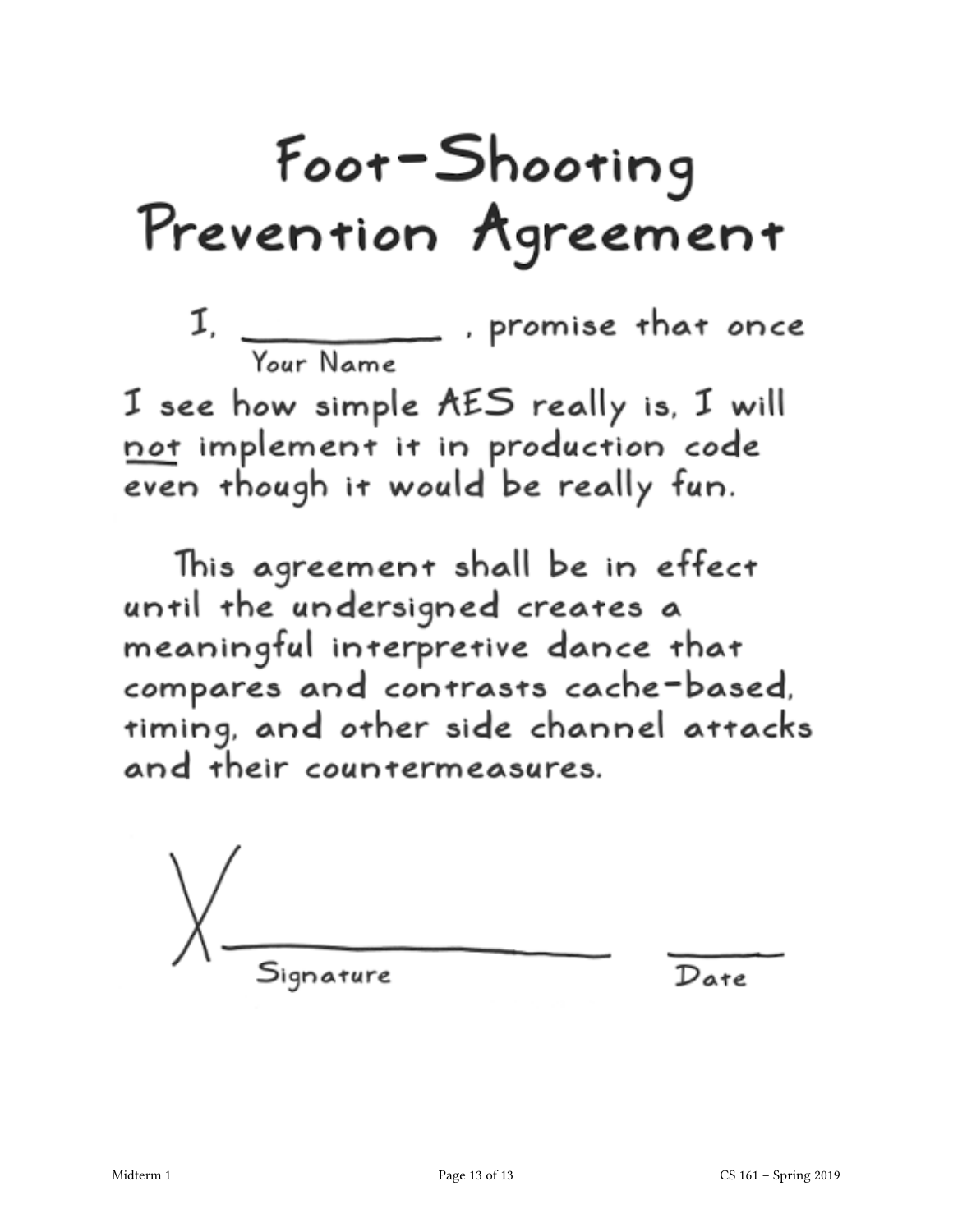# Foot-Shooting Prevention Agreement

I, ____________ , promise that once
Your Name

I see how simple AES really is, I will not implement it in production code even though it would be really fun.

This agreement shall be in effect until the undersigned creates a meaningful interpretive dance that compares and contrasts cache-based, timing, and other side channel attacks and their countermeasures.

X____________________ ________
Signature Date